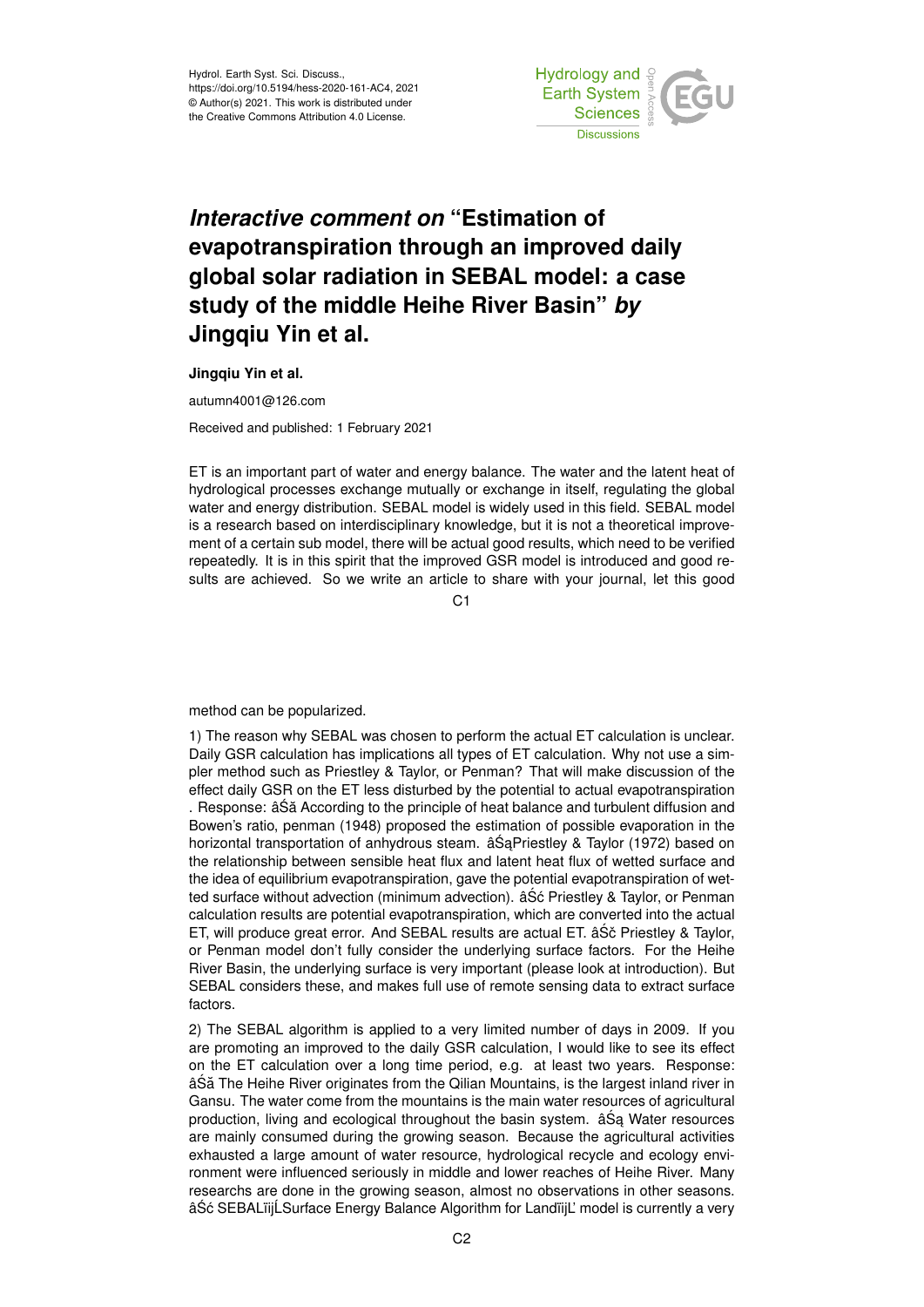# *Interactive comment on* "Estimation of evapotranspiration through an improved daily global solar radiation in SEBAL model: a case study of the middle Heihe River Basin" *by* Jingqiu Yin et al.

**Jingqiu Yin et al.**

autumn4001@126.com

Received and published: 1 February 2021

ET is an important part of water and energy balance. The water and the latent heat of hydrological processes exchange mutually or exchange in itself, regulating the global water and energy distribution. SEBAL model is widely used in this field. SEBAL model is a research based on interdisciplinary knowledge, but it is not a theoretical improvement of a certain sub model, there will be actual good results, which need to be verified repeatedly. It is in this spirit that the improved GSR model is introduced and good results are achieved. So we write an article to share with your journal, let this good method can be popularized.

1) The reason why SEBAL was chosen to perform the actual ET calculation is unclear. Daily GSR calculation has implications all types of ET calculation. Why not use a simpler method such as Priestley & Taylor, or Penman? That will make discussion of the effect daily GSR on the ET less disturbed by the potential to actual evapotranspiration . Response: âŚă According to the principle of heat balance and turbulent diffusion and Bowen's ratio, penman (1948) proposed the estimation of possible evaporation in the horizontal transportation of anhydrous steam. âŚąPriestley & Taylor (1972) based on the relationship between sensible heat flux and latent heat flux of wetted surface and the idea of equilibrium evapotranspiration, gave the potential evapotranspiration of wetted surface without advection (minimum advection). âŚć Priestley & Taylor, or Penman calculation results are potential evapotranspiration, which are converted into the actual ET, will produce great error. And SEBAL results are actual ET. âŚč Priestley & Taylor, or Penman model don't fully consider the underlying surface factors. For the Heihe River Basin, the underlying surface is very important (please look at introduction). But SEBAL considers these, and makes full use of remote sensing data to extract surface factors.

2) The SEBAL algorithm is applied to a very limited number of days in 2009. If you are promoting an improved to the daily GSR calculation, I would like to see its effect on the ET calculation over a long time period, e.g. at least two years. Response: âŚă The Heihe River originates from the Qilian Mountains, is the largest inland river in Gansu. The water come from the mountains is the main water resources of agricultural production, living and ecological throughout the basin system. âŚą Water resources are mainly consumed during the growing season. Because the agricultural activities exhausted a large amount of water resource, hydrological recycle and ecology environment were influenced seriously in middle and lower reaches of Heihe River. Many researchs are done in the growing season, almost no observations in other seasons. âŚć SEBALïijĹSurface Energy Balance Algorithm for LandïijĽ model is currently a very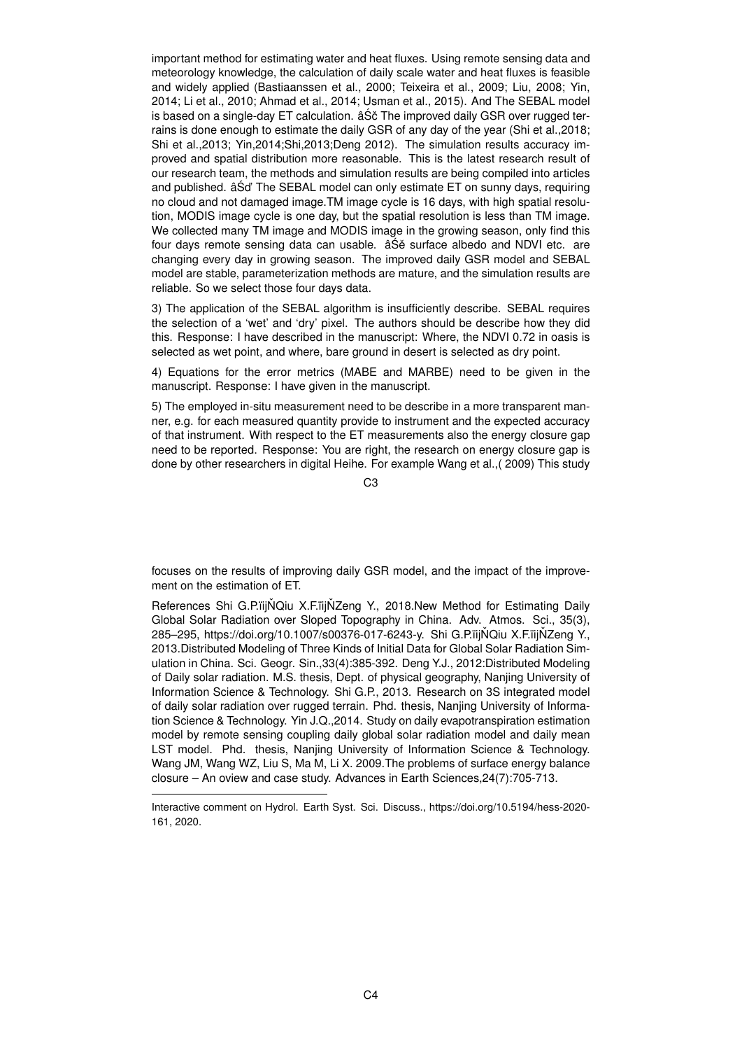important method for estimating water and heat fluxes. Using remote sensing data and meteorology knowledge, the calculation of daily scale water and heat fluxes is feasible and widely applied (Bastiaanssen et al., 2000; Teixeira et al., 2009; Liu, 2008; Yin, 2014; Li et al., 2010; Ahmad et al., 2014; Usman et al., 2015). And The SEBAL model is based on a single-day ET calculation. âŚč The improved daily GSR over rugged terrains is done enough to estimate the daily GSR of any day of the year (Shi et al.,2018; Shi et al.,2013; Yin,2014;Shi,2013;Deng 2012). The simulation results accuracy improved and spatial distribution more reasonable. This is the latest research result of our research team, the methods and simulation results are being compiled into articles and published. âŚď The SEBAL model can only estimate ET on sunny days, requiring no cloud and not damaged image.TM image cycle is 16 days, with high spatial resolution, MODIS image cycle is one day, but the spatial resolution is less than TM image. We collected many TM image and MODIS image in the growing season, only find this four days remote sensing data can usable. âŚě surface albedo and NDVI etc. are changing every day in growing season. The improved daily GSR model and SEBAL model are stable, parameterization methods are mature, and the simulation results are reliable. So we select those four days data.

3) The application of the SEBAL algorithm is insufficiently describe. SEBAL requires the selection of a 'wet' and 'dry' pixel. The authors should be describe how they did this. Response: I have described in the manuscript: Where, the NDVI 0.72 in oasis is selected as wet point, and where, bare ground in desert is selected as dry point.

4) Equations for the error metrics (MABE and MARBE) need to be given in the manuscript. Response: I have given in the manuscript.

5) The employed in-situ measurement need to be describe in a more transparent manner, e.g. for each measured quantity provide to instrument and the expected accuracy of that instrument. With respect to the ET measurements also the energy closure gap need to be reported. Response: You are right, the research on energy closure gap is done by other researchers in digital Heihe. For example Wang et al.,( 2009) This study focuses on the results of improving daily GSR model, and the impact of the improvement on the estimation of ET.

References Shi G.P.ïijŇQiu X.F.ïijŇZeng Y., 2018.New Method for Estimating Daily Global Solar Radiation over Sloped Topography in China. Adv. Atmos. Sci., 35(3), 285–295, https://doi.org/10.1007/s00376-017-6243-y. Shi G.P.ïijŇQiu X.F.ïijŇZeng Y., 2013.Distributed Modeling of Three Kinds of Initial Data for Global Solar Radiation Simulation in China. Sci. Geogr. Sin.,33(4):385-392. Deng Y.J., 2012:Distributed Modeling of Daily solar radiation. M.S. thesis, Dept. of physical geography, Nanjing University of Information Science & Technology. Shi G.P., 2013. Research on 3S integrated model of daily solar radiation over rugged terrain. Phd. thesis, Nanjing University of Information Science & Technology. Yin J.Q.,2014. Study on daily evapotranspiration estimation model by remote sensing coupling daily global solar radiation model and daily mean LST model. Phd. thesis, Nanjing University of Information Science & Technology. Wang JM, Wang WZ, Liu S, Ma M, Li X. 2009.The problems of surface energy balance closure – An oview and case study. Advances in Earth Sciences,24(7):705-713.

Interactive comment on Hydrol. Earth Syst. Sci. Discuss., https://doi.org/10.5194/hess-2020-161, 2020.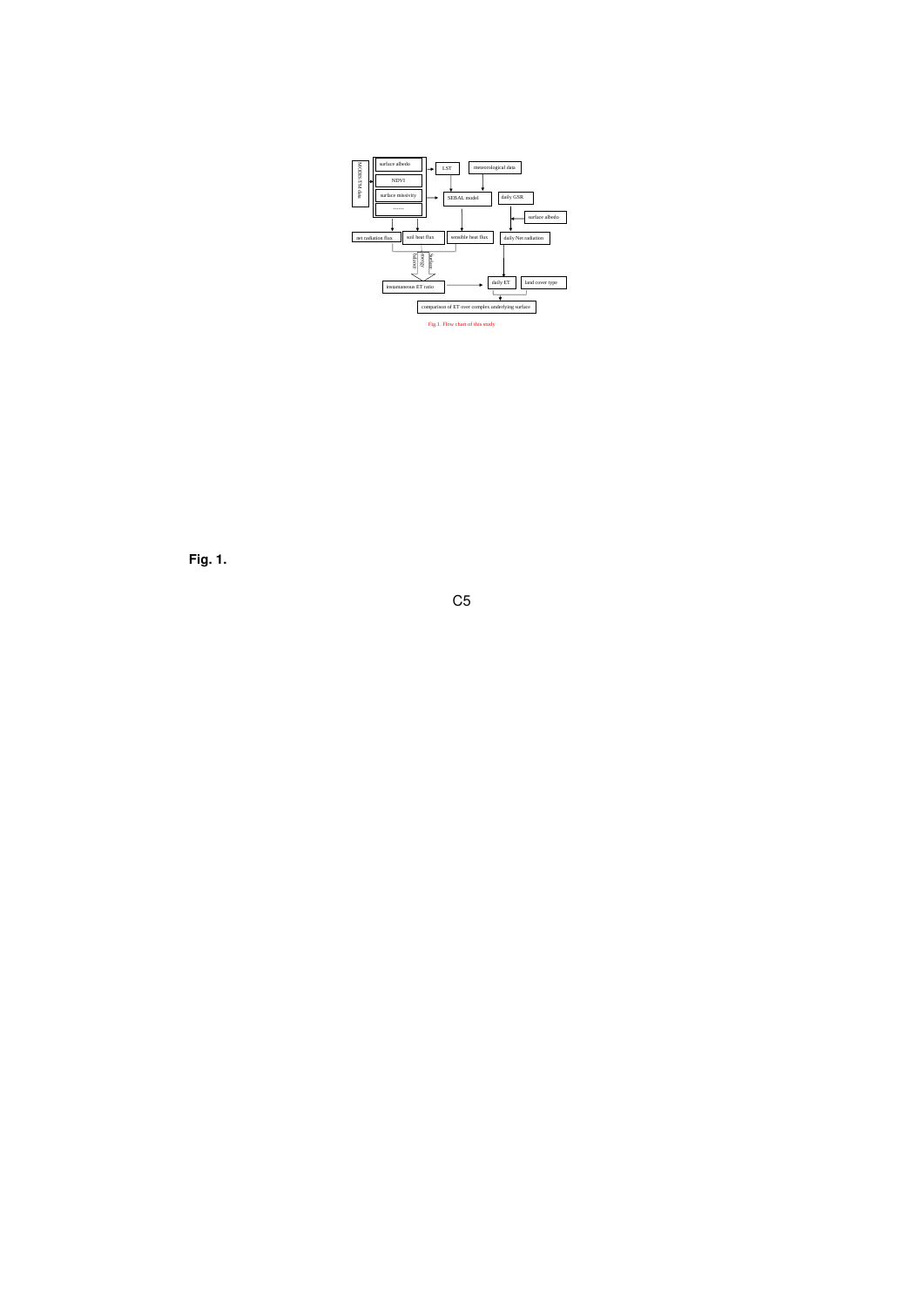MODIS/TM data

surface albedo

NDVI

surface missivity

……

LST

meteorological data

SEBAL model

daily GSR

surface albedo

net radiation flux

soil heat flux

sensible heat flux

daily Net radiation

Surface energy balance

instantaneous ET ratio

daily ET

land cover type

comparison of ET over complex underlying surface

Fig.1. Flow chart of this study

**Fig. 1.**